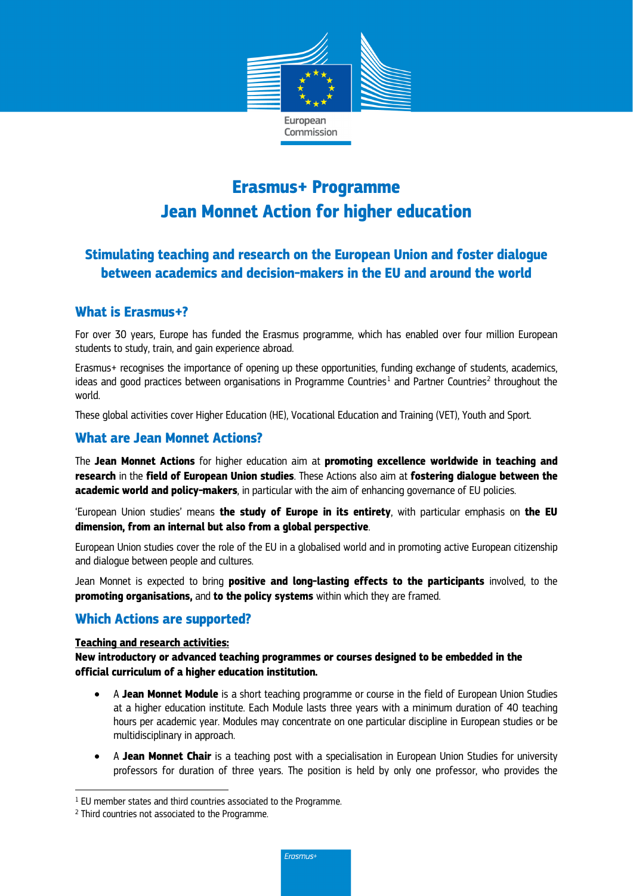# Erasmus+ Programme
# Jean Monnet Action for higher education

## Stimulating teaching and research on the European Union and foster dialogue between academics and decision-makers in the EU and around the world

## What is Erasmus+?

For over 30 years, Europe has funded the Erasmus programme, which has enabled over four million European students to study, train, and gain experience abroad.

Erasmus+ recognises the importance of opening up these opportunities, funding exchange of students, academics, ideas and good practices between organisations in Programme Countries[1] and Partner Countries[2] throughout the world.

These global activities cover Higher Education (HE), Vocational Education and Training (VET), Youth and Sport.

## What are Jean Monnet Actions?

The **Jean Monnet Actions** for higher education aim at **promoting excellence worldwide in teaching and research** in the **field of European Union studies**. These Actions also aim at **fostering dialogue between the academic world and policy-makers**, in particular with the aim of enhancing governance of EU policies.

'European Union studies' means **the study of Europe in its entirety**, with particular emphasis on **the EU dimension, from an internal but also from a global perspective**.

European Union studies cover the role of the EU in a globalised world and in promoting active European citizenship and dialogue between people and cultures.

Jean Monnet is expected to bring **positive and long-lasting effects to the participants** involved, to the **promoting organisations,** and **to the policy systems** within which they are framed.

## Which Actions are supported?

**Teaching and research activities:**

**New introductory or advanced teaching programmes or courses designed to be embedded in the official curriculum of a higher education institution.**

- A **Jean Monnet Module** is a short teaching programme or course in the field of European Union Studies at a higher education institute. Each Module lasts three years with a minimum duration of 40 teaching hours per academic year. Modules may concentrate on one particular discipline in European studies or be multidisciplinary in approach.
- A **Jean Monnet Chair** is a teaching post with a specialisation in European Union Studies for university professors for duration of three years. The position is held by only one professor, who provides the

[1] EU member states and third countries associated to the Programme.

[2] Third countries not associated to the Programme.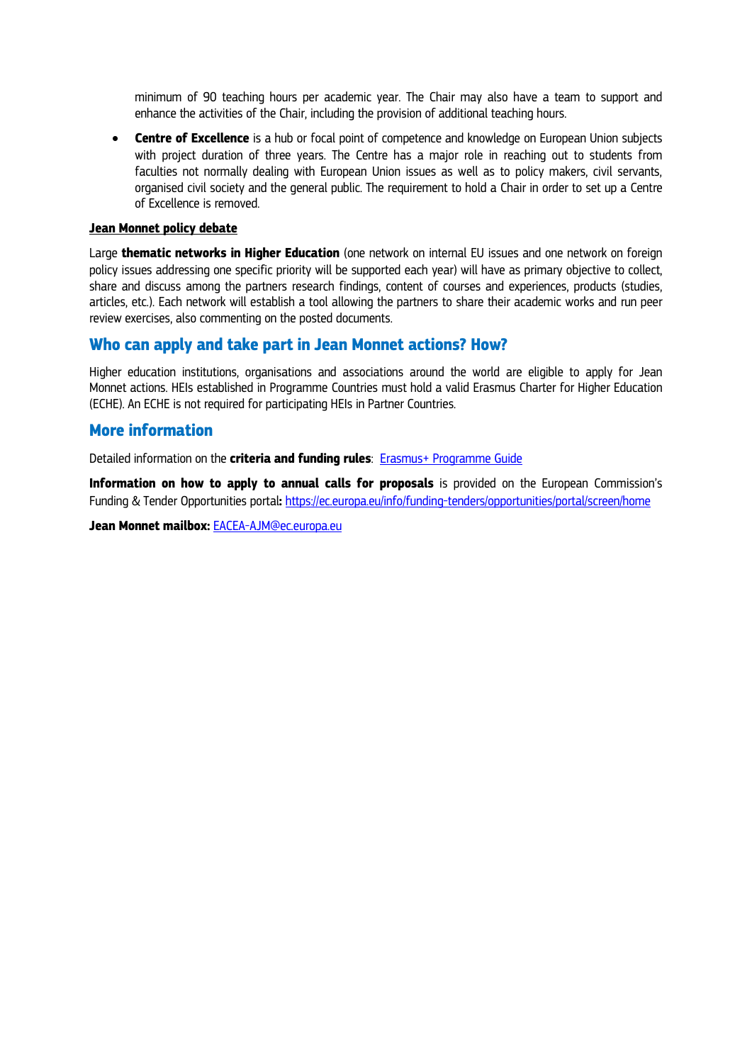minimum of 90 teaching hours per academic year. The Chair may also have a team to support and enhance the activities of the Chair, including the provision of additional teaching hours.

- **Centre of Excellence** is a hub or focal point of competence and knowledge on European Union subjects with project duration of three years. The Centre has a major role in reaching out to students from faculties not normally dealing with European Union issues as well as to policy makers, civil servants, organised civil society and the general public. The requirement to hold a Chair in order to set up a Centre of Excellence is removed.

**Jean Monnet policy debate**

Large **thematic networks in Higher Education** (one network on internal EU issues and one network on foreign policy issues addressing one specific priority will be supported each year) will have as primary objective to collect, share and discuss among the partners research findings, content of courses and experiences, products (studies, articles, etc.). Each network will establish a tool allowing the partners to share their academic works and run peer review exercises, also commenting on the posted documents.

## Who can apply and take part in Jean Monnet actions? How?

Higher education institutions, organisations and associations around the world are eligible to apply for Jean Monnet actions. HEIs established in Programme Countries must hold a valid Erasmus Charter for Higher Education (ECHE). An ECHE is not required for participating HEIs in Partner Countries.

## More information

Detailed information on the **criteria and funding rules**: Erasmus+ Programme Guide

**Information on how to apply to annual calls for proposals** is provided on the European Commission's Funding & Tender Opportunities portal**:** https://ec.europa.eu/info/funding-tenders/opportunities/portal/screen/home

**Jean Monnet mailbox:** EACEA-AJM@ec.europa.eu